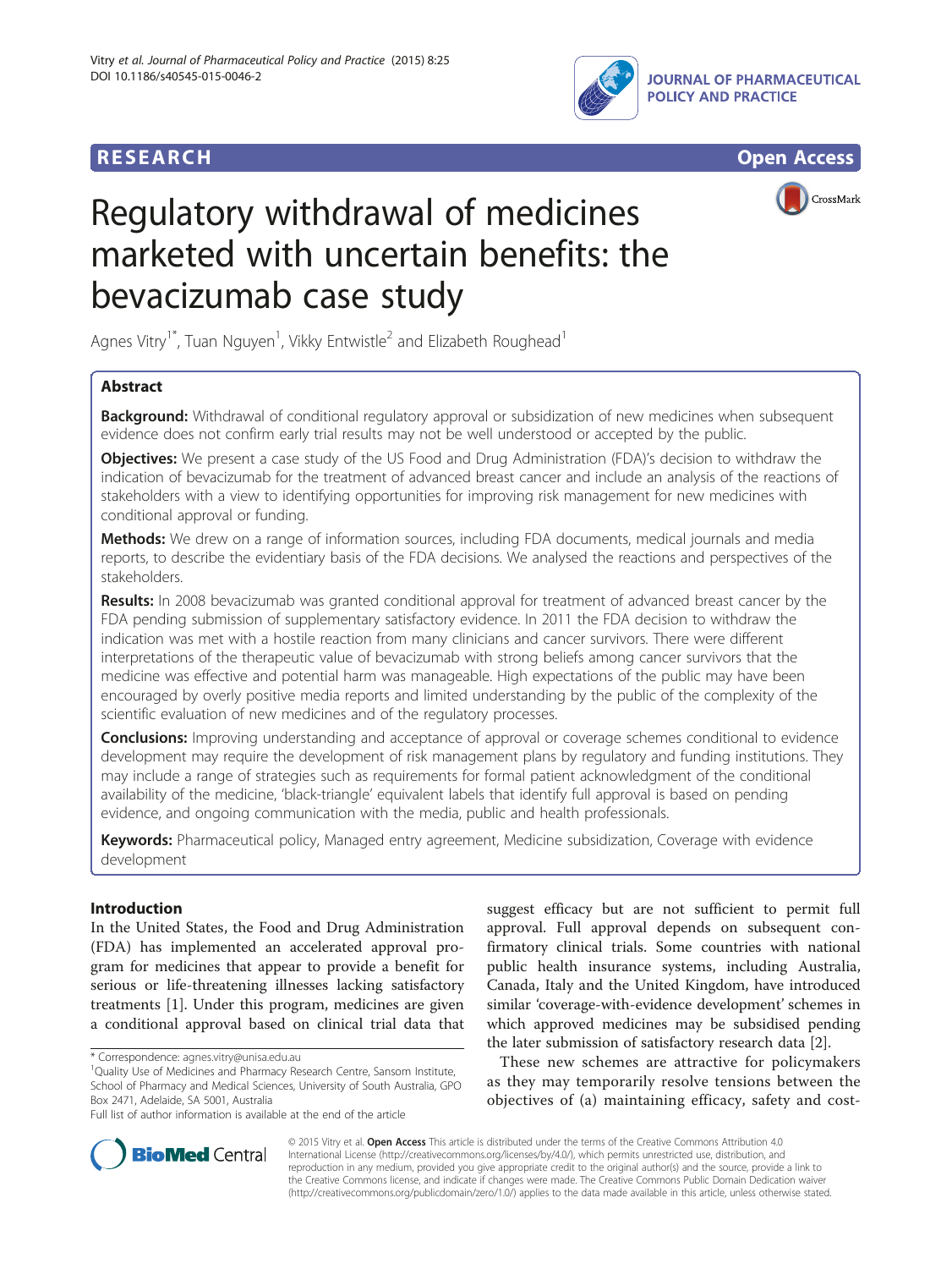RESEARCH Open Access

# Regulatory withdrawal of medicines marketed with uncertain benefits: the bevacizumab case study

Agnes Vitry[1*], Tuan Nguyen[1], Vikky Entwistle[2] and Elizabeth Roughead[1]

## Abstract

**Background:** Withdrawal of conditional regulatory approval or subsidization of new medicines when subsequent evidence does not confirm early trial results may not be well understood or accepted by the public.

**Objectives:** We present a case study of the US Food and Drug Administration (FDA)'s decision to withdraw the indication of bevacizumab for the treatment of advanced breast cancer and include an analysis of the reactions of stakeholders with a view to identifying opportunities for improving risk management for new medicines with conditional approval or funding.

**Methods:** We drew on a range of information sources, including FDA documents, medical journals and media reports, to describe the evidentiary basis of the FDA decisions. We analysed the reactions and perspectives of the stakeholders.

**Results:** In 2008 bevacizumab was granted conditional approval for treatment of advanced breast cancer by the FDA pending submission of supplementary satisfactory evidence. In 2011 the FDA decision to withdraw the indication was met with a hostile reaction from many clinicians and cancer survivors. There were different interpretations of the therapeutic value of bevacizumab with strong beliefs among cancer survivors that the medicine was effective and potential harm was manageable. High expectations of the public may have been encouraged by overly positive media reports and limited understanding by the public of the complexity of the scientific evaluation of new medicines and of the regulatory processes.

**Conclusions:** Improving understanding and acceptance of approval or coverage schemes conditional to evidence development may require the development of risk management plans by regulatory and funding institutions. They may include a range of strategies such as requirements for formal patient acknowledgment of the conditional availability of the medicine, 'black-triangle' equivalent labels that identify full approval is based on pending evidence, and ongoing communication with the media, public and health professionals.

**Keywords:** Pharmaceutical policy, Managed entry agreement, Medicine subsidization, Coverage with evidence development

## Introduction

In the United States, the Food and Drug Administration (FDA) has implemented an accelerated approval program for medicines that appear to provide a benefit for serious or life-threatening illnesses lacking satisfactory treatments [1]. Under this program, medicines are given a conditional approval based on clinical trial data that suggest efficacy but are not sufficient to permit full approval. Full approval depends on subsequent confirmatory clinical trials. Some countries with national public health insurance systems, including Australia, Canada, Italy and the United Kingdom, have introduced similar 'coverage-with-evidence development' schemes in which approved medicines may be subsidised pending the later submission of satisfactory research data [2].

These new schemes are attractive for policymakers as they may temporarily resolve tensions between the objectives of (a) maintaining efficacy, safety and cost-

\* Correspondence: agnes.vitry@unisa.edu.au
[1]Quality Use of Medicines and Pharmacy Research Centre, Sansom Institute, School of Pharmacy and Medical Sciences, University of South Australia, GPO Box 2471, Adelaide, SA 5001, Australia
Full list of author information is available at the end of the article

© 2015 Vitry et al. **Open Access** This article is distributed under the terms of the Creative Commons Attribution 4.0 International License (http://creativecommons.org/licenses/by/4.0/), which permits unrestricted use, distribution, and reproduction in any medium, provided you give appropriate credit to the original author(s) and the source, provide a link to the Creative Commons license, and indicate if changes were made. The Creative Commons Public Domain Dedication waiver (http://creativecommons.org/publicdomain/zero/1.0/) applies to the data made available in this article, unless otherwise stated.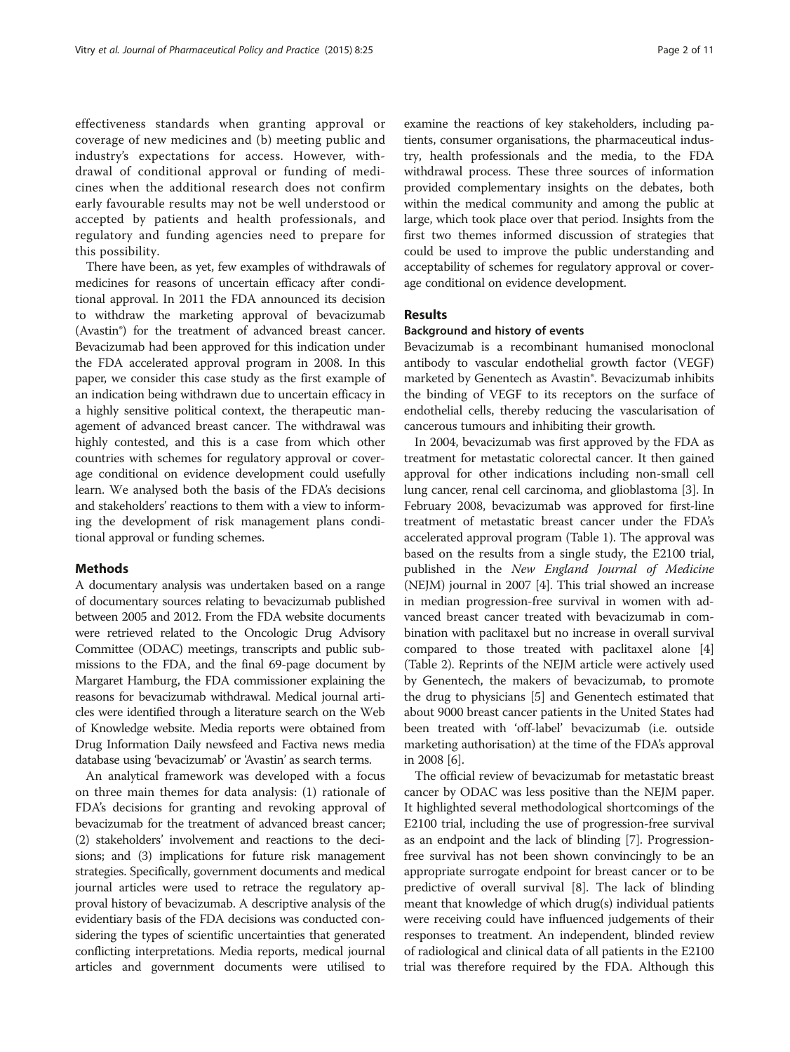effectiveness standards when granting approval or coverage of new medicines and (b) meeting public and industry's expectations for access. However, withdrawal of conditional approval or funding of medicines when the additional research does not confirm early favourable results may not be well understood or accepted by patients and health professionals, and regulatory and funding agencies need to prepare for this possibility.

There have been, as yet, few examples of withdrawals of medicines for reasons of uncertain efficacy after conditional approval. In 2011 the FDA announced its decision to withdraw the marketing approval of bevacizumab (Avastin®) for the treatment of advanced breast cancer. Bevacizumab had been approved for this indication under the FDA accelerated approval program in 2008. In this paper, we consider this case study as the first example of an indication being withdrawn due to uncertain efficacy in a highly sensitive political context, the therapeutic management of advanced breast cancer. The withdrawal was highly contested, and this is a case from which other countries with schemes for regulatory approval or coverage conditional on evidence development could usefully learn. We analysed both the basis of the FDA's decisions and stakeholders' reactions to them with a view to informing the development of risk management plans conditional approval or funding schemes.

## Methods

A documentary analysis was undertaken based on a range of documentary sources relating to bevacizumab published between 2005 and 2012. From the FDA website documents were retrieved related to the Oncologic Drug Advisory Committee (ODAC) meetings, transcripts and public submissions to the FDA, and the final 69-page document by Margaret Hamburg, the FDA commissioner explaining the reasons for bevacizumab withdrawal. Medical journal articles were identified through a literature search on the Web of Knowledge website. Media reports were obtained from Drug Information Daily newsfeed and Factiva news media database using 'bevacizumab' or 'Avastin' as search terms.

An analytical framework was developed with a focus on three main themes for data analysis: (1) rationale of FDA's decisions for granting and revoking approval of bevacizumab for the treatment of advanced breast cancer; (2) stakeholders' involvement and reactions to the decisions; and (3) implications for future risk management strategies. Specifically, government documents and medical journal articles were used to retrace the regulatory approval history of bevacizumab. A descriptive analysis of the evidentiary basis of the FDA decisions was conducted considering the types of scientific uncertainties that generated conflicting interpretations. Media reports, medical journal articles and government documents were utilised to examine the reactions of key stakeholders, including patients, consumer organisations, the pharmaceutical industry, health professionals and the media, to the FDA withdrawal process. These three sources of information provided complementary insights on the debates, both within the medical community and among the public at large, which took place over that period. Insights from the first two themes informed discussion of strategies that could be used to improve the public understanding and acceptability of schemes for regulatory approval or coverage conditional on evidence development.

## Results

### Background and history of events

Bevacizumab is a recombinant humanised monoclonal antibody to vascular endothelial growth factor (VEGF) marketed by Genentech as Avastin®. Bevacizumab inhibits the binding of VEGF to its receptors on the surface of endothelial cells, thereby reducing the vascularisation of cancerous tumours and inhibiting their growth.

In 2004, bevacizumab was first approved by the FDA as treatment for metastatic colorectal cancer. It then gained approval for other indications including non-small cell lung cancer, renal cell carcinoma, and glioblastoma [3]. In February 2008, bevacizumab was approved for first-line treatment of metastatic breast cancer under the FDA's accelerated approval program (Table 1). The approval was based on the results from a single study, the E2100 trial, published in the *New England Journal of Medicine* (NEJM) journal in 2007 [4]. This trial showed an increase in median progression-free survival in women with advanced breast cancer treated with bevacizumab in combination with paclitaxel but no increase in overall survival compared to those treated with paclitaxel alone [4] (Table 2). Reprints of the NEJM article were actively used by Genentech, the makers of bevacizumab, to promote the drug to physicians [5] and Genentech estimated that about 9000 breast cancer patients in the United States had been treated with 'off-label' bevacizumab (i.e. outside marketing authorisation) at the time of the FDA's approval in 2008 [6].

The official review of bevacizumab for metastatic breast cancer by ODAC was less positive than the NEJM paper. It highlighted several methodological shortcomings of the E2100 trial, including the use of progression-free survival as an endpoint and the lack of blinding [7]. Progression-free survival has not been shown convincingly to be an appropriate surrogate endpoint for breast cancer or to be predictive of overall survival [8]. The lack of blinding meant that knowledge of which drug(s) individual patients were receiving could have influenced judgements of their responses to treatment. An independent, blinded review of radiological and clinical data of all patients in the E2100 trial was therefore required by the FDA. Although this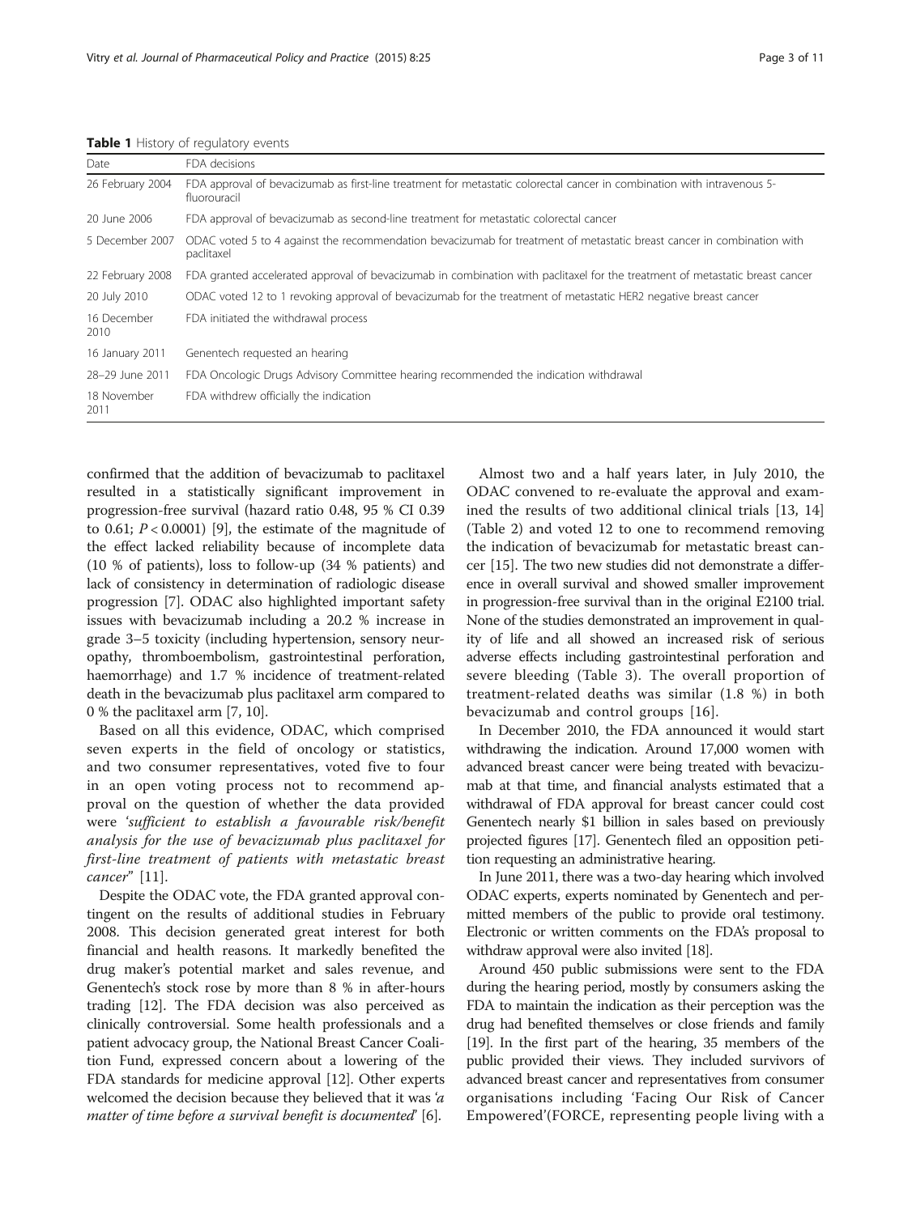**Table 1** History of regulatory events

| Date | FDA decisions |
| --- | --- |
| 26 February 2004 | FDA approval of bevacizumab as first-line treatment for metastatic colorectal cancer in combination with intravenous 5-fluorouracil |
| 20 June 2006 | FDA approval of bevacizumab as second-line treatment for metastatic colorectal cancer |
| 5 December 2007 | ODAC voted 5 to 4 against the recommendation bevacizumab for treatment of metastatic breast cancer in combination with paclitaxel |
| 22 February 2008 | FDA granted accelerated approval of bevacizumab in combination with paclitaxel for the treatment of metastatic breast cancer |
| 20 July 2010 | ODAC voted 12 to 1 revoking approval of bevacizumab for the treatment of metastatic HER2 negative breast cancer |
| 16 December 2010 | FDA initiated the withdrawal process |
| 16 January 2011 | Genentech requested an hearing |
| 28–29 June 2011 | FDA Oncologic Drugs Advisory Committee hearing recommended the indication withdrawal |
| 18 November 2011 | FDA withdrew officially the indication |

confirmed that the addition of bevacizumab to paclitaxel resulted in a statistically significant improvement in progression-free survival (hazard ratio 0.48, 95 % CI 0.39 to 0.61; $P < 0.0001$) [9], the estimate of the magnitude of the effect lacked reliability because of incomplete data (10 % of patients), loss to follow-up (34 % patients) and lack of consistency in determination of radiologic disease progression [7]. ODAC also highlighted important safety issues with bevacizumab including a 20.2 % increase in grade 3–5 toxicity (including hypertension, sensory neuropathy, thromboembolism, gastrointestinal perforation, haemorrhage) and 1.7 % incidence of treatment-related death in the bevacizumab plus paclitaxel arm compared to 0 % the paclitaxel arm [7, 10].

Based on all this evidence, ODAC, which comprised seven experts in the field of oncology or statistics, and two consumer representatives, voted five to four in an open voting process not to recommend approval on the question of whether the data provided were *'sufficient to establish a favourable risk/benefit analysis for the use of bevacizumab plus paclitaxel for first-line treatment of patients with metastatic breast cancer"* [11].

Despite the ODAC vote, the FDA granted approval contingent on the results of additional studies in February 2008. This decision generated great interest for both financial and health reasons. It markedly benefited the drug maker's potential market and sales revenue, and Genentech's stock rose by more than 8 % in after-hours trading [12]. The FDA decision was also perceived as clinically controversial. Some health professionals and a patient advocacy group, the National Breast Cancer Coalition Fund, expressed concern about a lowering of the FDA standards for medicine approval [12]. Other experts welcomed the decision because they believed that it was *'a matter of time before a survival benefit is documented'* [6].

Almost two and a half years later, in July 2010, the ODAC convened to re-evaluate the approval and examined the results of two additional clinical trials [13, 14] (Table 2) and voted 12 to one to recommend removing the indication of bevacizumab for metastatic breast cancer [15]. The two new studies did not demonstrate a difference in overall survival and showed smaller improvement in progression-free survival than in the original E2100 trial. None of the studies demonstrated an improvement in quality of life and all showed an increased risk of serious adverse effects including gastrointestinal perforation and severe bleeding (Table 3). The overall proportion of treatment-related deaths was similar (1.8 %) in both bevacizumab and control groups [16].

In December 2010, the FDA announced it would start withdrawing the indication. Around 17,000 women with advanced breast cancer were being treated with bevacizumab at that time, and financial analysts estimated that a withdrawal of FDA approval for breast cancer could cost Genentech nearly $1 billion in sales based on previously projected figures [17]. Genentech filed an opposition petition requesting an administrative hearing.

In June 2011, there was a two-day hearing which involved ODAC experts, experts nominated by Genentech and permitted members of the public to provide oral testimony. Electronic or written comments on the FDA's proposal to withdraw approval were also invited [18].

Around 450 public submissions were sent to the FDA during the hearing period, mostly by consumers asking the FDA to maintain the indication as their perception was the drug had benefited themselves or close friends and family [19]. In the first part of the hearing, 35 members of the public provided their views. They included survivors of advanced breast cancer and representatives from consumer organisations including 'Facing Our Risk of Cancer Empowered'(FORCE, representing people living with a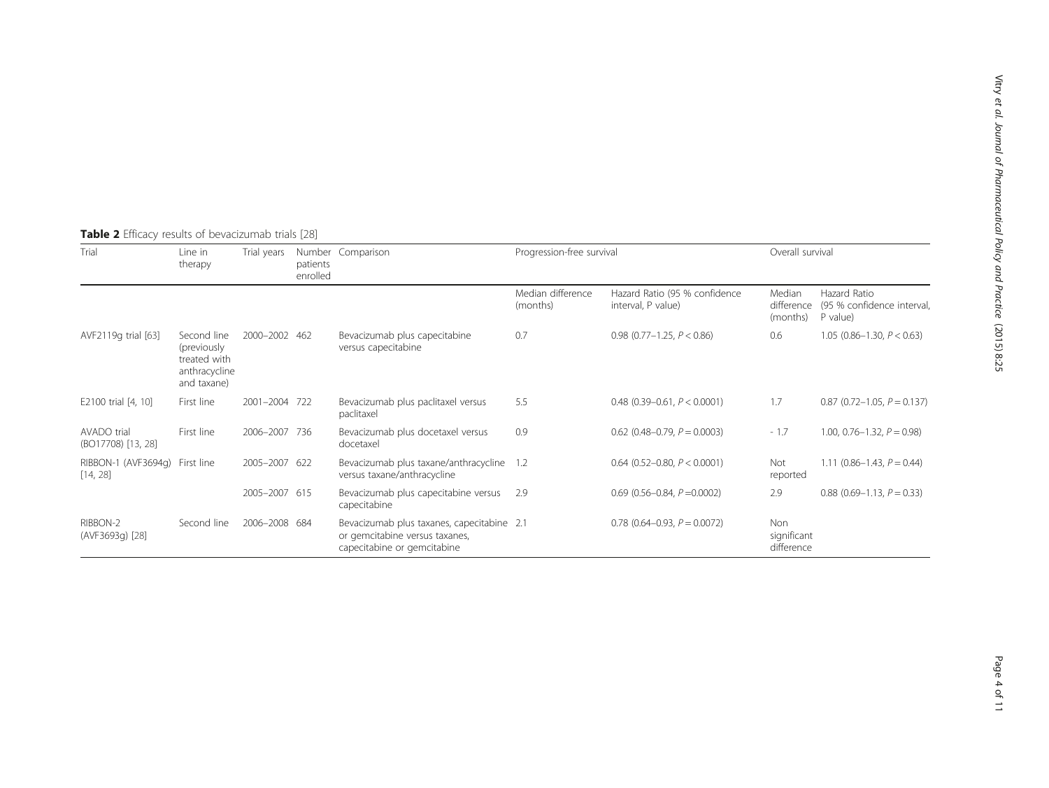**Table 2** Efficacy results of bevacizumab trials [28]

| Trial | Line in therapy | Trial years | Number patients enrolled | Comparison | Progression-free survival | | Overall survival | |
|---|---|---|---|---|---|---|---|---|
| | | | | | Median difference (months) | Hazard Ratio (95 % confidence interval, P value) | Median difference (months) | Hazard Ratio (95 % confidence interval, P value) |
| AVF2119g trial [63] | Second line (previously treated with anthracycline and taxane) | 2000–2002 | 462 | Bevacizumab plus capecitabine versus capecitabine | 0.7 | 0.98 (0.77–1.25, $P < 0.86$) | 0.6 | 1.05 (0.86–1.30, $P < 0.63$) |
| E2100 trial [4, 10] | First line | 2001–2004 | 722 | Bevacizumab plus paclitaxel versus paclitaxel | 5.5 | 0.48 (0.39–0.61, $P < 0.0001$) | 1.7 | 0.87 (0.72–1.05, $P = 0.137$) |
| AVADO trial (BO17708) [13, 28] | First line | 2006–2007 | 736 | Bevacizumab plus docetaxel versus docetaxel | 0.9 | 0.62 (0.48–0.79, $P = 0.0003$) | - 1.7 | 1.00, 0.76–1.32, $P = 0.98$) |
| RIBBON-1 (AVF3694g) [14, 28] | First line | 2005–2007 | 622 | Bevacizumab plus taxane/anthracycline versus taxane/anthracycline | 1.2 | 0.64 (0.52–0.80, $P < 0.0001$) | Not reported | 1.11 (0.86–1.43, $P = 0.44$) |
| | | 2005–2007 | 615 | Bevacizumab plus capecitabine versus capecitabine | 2.9 | 0.69 (0.56–0.84, $P = 0.0002$) | 2.9 | 0.88 (0.69–1.13, $P = 0.33$) |
| RIBBON-2 (AVF3693g) [28] | Second line | 2006–2008 | 684 | Bevacizumab plus taxanes, capecitabine or gemcitabine versus taxanes, capecitabine or gemcitabine | 2.1 | 0.78 (0.64–0.93, $P = 0.0072$) | Non significant difference | |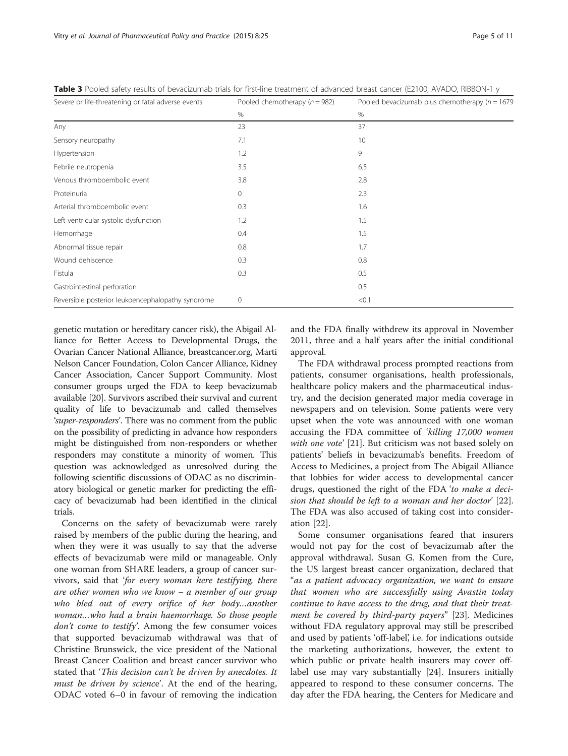**Table 3** Pooled safety results of bevacizumab trials for first-line treatment of advanced breast cancer (E2100, AVADO, RIBBON-1 y

| Severe or life-threatening or fatal adverse events | Pooled chemotherapy (*n* = 982) | Pooled bevacizumab plus chemotherapy (*n* = 1679 |
|---|---|---|
| | % | % |
| Any | 23 | 37 |
| Sensory neuropathy | 7.1 | 10 |
| Hypertension | 1.2 | 9 |
| Febrile neutropenia | 3.5 | 6.5 |
| Venous thromboembolic event | 3.8 | 2.8 |
| Proteinuria | 0 | 2.3 |
| Arterial thromboembolic event | 0.3 | 1.6 |
| Left ventricular systolic dysfunction | 1.2 | 1.5 |
| Hemorrhage | 0.4 | 1.5 |
| Abnormal tissue repair | 0.8 | 1.7 |
| Wound dehiscence | 0.3 | 0.8 |
| Fistula | 0.3 | 0.5 |
| Gastrointestinal perforation | | 0.5 |
| Reversible posterior leukoencephalopathy syndrome | 0 | <0.1 |

genetic mutation or hereditary cancer risk), the Abigail Alliance for Better Access to Developmental Drugs, the Ovarian Cancer National Alliance, breastcancer.org, Marti Nelson Cancer Foundation, Colon Cancer Alliance, Kidney Cancer Association, Cancer Support Community. Most consumer groups urged the FDA to keep bevacizumab available [20]. Survivors ascribed their survival and current quality of life to bevacizumab and called themselves '*super-responders*'. There was no comment from the public on the possibility of predicting in advance how responders might be distinguished from non-responders or whether responders may constitute a minority of women. This question was acknowledged as unresolved during the following scientific discussions of ODAC as no discriminatory biological or genetic marker for predicting the efficacy of bevacizumab had been identified in the clinical trials.

Concerns on the safety of bevacizumab were rarely raised by members of the public during the hearing, and when they were it was usually to say that the adverse effects of bevacizumab were mild or manageable. Only one woman from SHARE leaders, a group of cancer survivors, said that '*for every woman here testifying, there are other women who we know – a member of our group who bled out of every orifice of her body…another woman…who had a brain haemorrhage. So those people don't come to testify*'. Among the few consumer voices that supported bevacizumab withdrawal was that of Christine Brunswick, the vice president of the National Breast Cancer Coalition and breast cancer survivor who stated that '*This decision can't be driven by anecdotes. It must be driven by science*'. At the end of the hearing, ODAC voted 6–0 in favour of removing the indication and the FDA finally withdrew its approval in November 2011, three and a half years after the initial conditional approval.

The FDA withdrawal process prompted reactions from patients, consumer organisations, health professionals, healthcare policy makers and the pharmaceutical industry, and the decision generated major media coverage in newspapers and on television. Some patients were very upset when the vote was announced with one woman accusing the FDA committee of '*killing 17,000 women with one vote*' [21]. But criticism was not based solely on patients' beliefs in bevacizumab's benefits. Freedom of Access to Medicines, a project from The Abigail Alliance that lobbies for wider access to developmental cancer drugs, questioned the right of the FDA '*to make a decision that should be left to a woman and her doctor*' [22]. The FDA was also accused of taking cost into consideration [22].

Some consumer organisations feared that insurers would not pay for the cost of bevacizumab after the approval withdrawal. Susan G. Komen from the Cure, the US largest breast cancer organization, declared that "*as a patient advocacy organization, we want to ensure that women who are successfully using Avastin today continue to have access to the drug, and that their treatment be covered by third-party payers*" [23]. Medicines without FDA regulatory approval may still be prescribed and used by patients 'off-label', i.e. for indications outside the marketing authorizations, however, the extent to which public or private health insurers may cover off-label use may vary substantially [24]. Insurers initially appeared to respond to these consumer concerns. The day after the FDA hearing, the Centers for Medicare and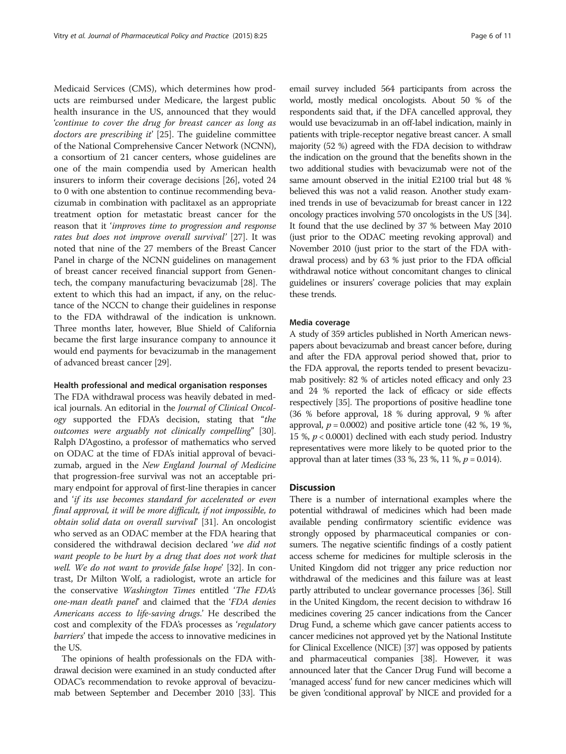Medicaid Services (CMS), which determines how products are reimbursed under Medicare, the largest public health insurance in the US, announced that they would '*continue to cover the drug for breast cancer as long as doctors are prescribing it*' [25]. The guideline committee of the National Comprehensive Cancer Network (NCNN), a consortium of 21 cancer centers, whose guidelines are one of the main compendia used by American health insurers to inform their coverage decisions [26], voted 24 to 0 with one abstention to continue recommending bevacizumab in combination with paclitaxel as an appropriate treatment option for metastatic breast cancer for the reason that it '*improves time to progression and response rates but does not improve overall survival*' [27]. It was noted that nine of the 27 members of the Breast Cancer Panel in charge of the NCNN guidelines on management of breast cancer received financial support from Genentech, the company manufacturing bevacizumab [28]. The extent to which this had an impact, if any, on the reluctance of the NCCN to change their guidelines in response to the FDA withdrawal of the indication is unknown. Three months later, however, Blue Shield of California became the first large insurance company to announce it would end payments for bevacizumab in the management of advanced breast cancer [29].

#### Health professional and medical organisation responses

The FDA withdrawal process was heavily debated in medical journals. An editorial in the *Journal of Clinical Oncology* supported the FDA's decision, stating that "*the outcomes were arguably not clinically compelling*" [30]. Ralph D'Agostino, a professor of mathematics who served on ODAC at the time of FDA's initial approval of bevacizumab, argued in the *New England Journal of Medicine* that progression-free survival was not an acceptable primary endpoint for approval of first-line therapies in cancer and '*if its use becomes standard for accelerated or even final approval, it will be more difficult, if not impossible, to obtain solid data on overall survival*' [31]. An oncologist who served as an ODAC member at the FDA hearing that considered the withdrawal decision declared '*we did not want people to be hurt by a drug that does not work that well. We do not want to provide false hope*' [32]. In contrast, Dr Milton Wolf, a radiologist, wrote an article for the conservative *Washington Times* entitled '*The FDA's one-man death panel*' and claimed that the '*FDA denies Americans access to life-saving drugs*.' He described the cost and complexity of the FDA's processes as '*regulatory barriers*' that impede the access to innovative medicines in the US.

The opinions of health professionals on the FDA withdrawal decision were examined in an study conducted after ODAC's recommendation to revoke approval of bevacizumab between September and December 2010 [33]. This email survey included 564 participants from across the world, mostly medical oncologists. About 50 % of the respondents said that, if the DFA cancelled approval, they would use bevacizumab in an off-label indication, mainly in patients with triple-receptor negative breast cancer. A small majority (52 %) agreed with the FDA decision to withdraw the indication on the ground that the benefits shown in the two additional studies with bevacizumab were not of the same amount observed in the initial E2100 trial but 48 % believed this was not a valid reason. Another study examined trends in use of bevacizumab for breast cancer in 122 oncology practices involving 570 oncologists in the US [34]. It found that the use declined by 37 % between May 2010 (just prior to the ODAC meeting revoking approval) and November 2010 (just prior to the start of the FDA withdrawal process) and by 63 % just prior to the FDA official withdrawal notice without concomitant changes to clinical guidelines or insurers' coverage policies that may explain these trends.

#### Media coverage

A study of 359 articles published in North American newspapers about bevacizumab and breast cancer before, during and after the FDA approval period showed that, prior to the FDA approval, the reports tended to present bevacizumab positively: 82 % of articles noted efficacy and only 23 and 24 % reported the lack of efficacy or side effects respectively [35]. The proportions of positive headline tone (36 % before approval, 18 % during approval, 9 % after approval, $p = 0.0002$) and positive article tone (42 %, 19 %, 15 %, $p < 0.0001$) declined with each study period. Industry representatives were more likely to be quoted prior to the approval than at later times (33 %, 23 %, 11 %, $p = 0.014$).

## Discussion

There is a number of international examples where the potential withdrawal of medicines which had been made available pending confirmatory scientific evidence was strongly opposed by pharmaceutical companies or consumers. The negative scientific findings of a costly patient access scheme for medicines for multiple sclerosis in the United Kingdom did not trigger any price reduction nor withdrawal of the medicines and this failure was at least partly attributed to unclear governance processes [36]. Still in the United Kingdom, the recent decision to withdraw 16 medicines covering 25 cancer indications from the Cancer Drug Fund, a scheme which gave cancer patients access to cancer medicines not approved yet by the National Institute for Clinical Excellence (NICE) [37] was opposed by patients and pharmaceutical companies [38]. However, it was announced later that the Cancer Drug Fund will become a 'managed access' fund for new cancer medicines which will be given 'conditional approval' by NICE and provided for a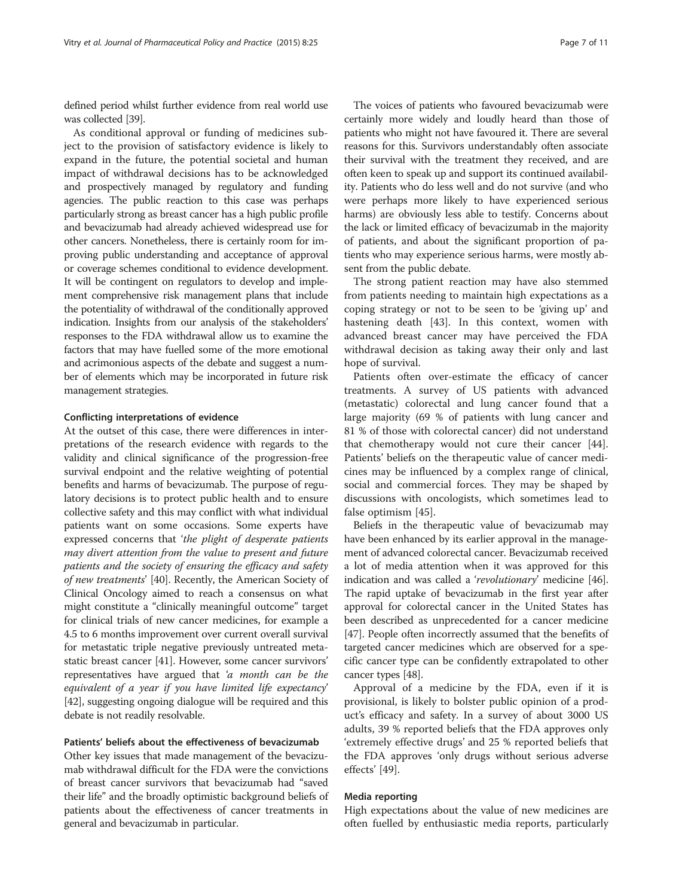defined period whilst further evidence from real world use was collected [39].

As conditional approval or funding of medicines subject to the provision of satisfactory evidence is likely to expand in the future, the potential societal and human impact of withdrawal decisions has to be acknowledged and prospectively managed by regulatory and funding agencies. The public reaction to this case was perhaps particularly strong as breast cancer has a high public profile and bevacizumab had already achieved widespread use for other cancers. Nonetheless, there is certainly room for improving public understanding and acceptance of approval or coverage schemes conditional to evidence development. It will be contingent on regulators to develop and implement comprehensive risk management plans that include the potentiality of withdrawal of the conditionally approved indication. Insights from our analysis of the stakeholders' responses to the FDA withdrawal allow us to examine the factors that may have fuelled some of the more emotional and acrimonious aspects of the debate and suggest a number of elements which may be incorporated in future risk management strategies.

#### Conflicting interpretations of evidence

At the outset of this case, there were differences in interpretations of the research evidence with regards to the validity and clinical significance of the progression-free survival endpoint and the relative weighting of potential benefits and harms of bevacizumab. The purpose of regulatory decisions is to protect public health and to ensure collective safety and this may conflict with what individual patients want on some occasions. Some experts have expressed concerns that '*the plight of desperate patients may divert attention from the value to present and future patients and the society of ensuring the efficacy and safety of new treatments*' [40]. Recently, the American Society of Clinical Oncology aimed to reach a consensus on what might constitute a "clinically meaningful outcome" target for clinical trials of new cancer medicines, for example a 4.5 to 6 months improvement over current overall survival for metastatic triple negative previously untreated metastatic breast cancer [41]. However, some cancer survivors' representatives have argued that '*a month can be the equivalent of a year if you have limited life expectancy*' [42], suggesting ongoing dialogue will be required and this debate is not readily resolvable.

#### Patients' beliefs about the effectiveness of bevacizumab

Other key issues that made management of the bevacizumab withdrawal difficult for the FDA were the convictions of breast cancer survivors that bevacizumab had "saved their life" and the broadly optimistic background beliefs of patients about the effectiveness of cancer treatments in general and bevacizumab in particular.

The voices of patients who favoured bevacizumab were certainly more widely and loudly heard than those of patients who might not have favoured it. There are several reasons for this. Survivors understandably often associate their survival with the treatment they received, and are often keen to speak up and support its continued availability. Patients who do less well and do not survive (and who were perhaps more likely to have experienced serious harms) are obviously less able to testify. Concerns about the lack or limited efficacy of bevacizumab in the majority of patients, and about the significant proportion of patients who may experience serious harms, were mostly absent from the public debate.

The strong patient reaction may have also stemmed from patients needing to maintain high expectations as a coping strategy or not to be seen to be 'giving up' and hastening death [43]. In this context, women with advanced breast cancer may have perceived the FDA withdrawal decision as taking away their only and last hope of survival.

Patients often over-estimate the efficacy of cancer treatments. A survey of US patients with advanced (metastatic) colorectal and lung cancer found that a large majority (69 % of patients with lung cancer and 81 % of those with colorectal cancer) did not understand that chemotherapy would not cure their cancer [44]. Patients' beliefs on the therapeutic value of cancer medicines may be influenced by a complex range of clinical, social and commercial forces. They may be shaped by discussions with oncologists, which sometimes lead to false optimism [45].

Beliefs in the therapeutic value of bevacizumab may have been enhanced by its earlier approval in the management of advanced colorectal cancer. Bevacizumab received a lot of media attention when it was approved for this indication and was called a '*revolutionary*' medicine [46]. The rapid uptake of bevacizumab in the first year after approval for colorectal cancer in the United States has been described as unprecedented for a cancer medicine [47]. People often incorrectly assumed that the benefits of targeted cancer medicines which are observed for a specific cancer type can be confidently extrapolated to other cancer types [48].

Approval of a medicine by the FDA, even if it is provisional, is likely to bolster public opinion of a product's efficacy and safety. In a survey of about 3000 US adults, 39 % reported beliefs that the FDA approves only 'extremely effective drugs' and 25 % reported beliefs that the FDA approves 'only drugs without serious adverse effects' [49].

#### Media reporting

High expectations about the value of new medicines are often fuelled by enthusiastic media reports, particularly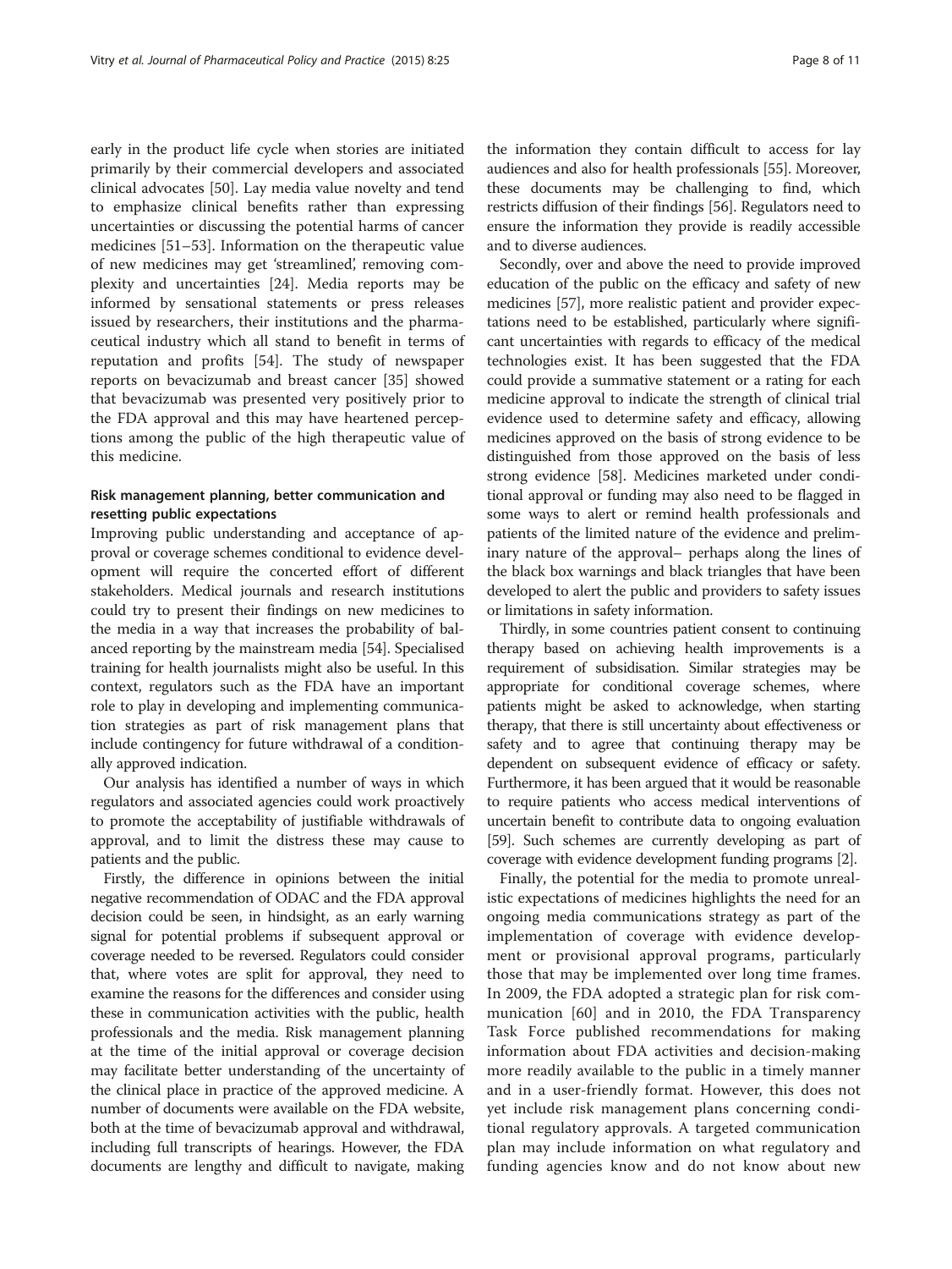early in the product life cycle when stories are initiated primarily by their commercial developers and associated clinical advocates [50]. Lay media value novelty and tend to emphasize clinical benefits rather than expressing uncertainties or discussing the potential harms of cancer medicines [51–53]. Information on the therapeutic value of new medicines may get 'streamlined', removing complexity and uncertainties [24]. Media reports may be informed by sensational statements or press releases issued by researchers, their institutions and the pharmaceutical industry which all stand to benefit in terms of reputation and profits [54]. The study of newspaper reports on bevacizumab and breast cancer [35] showed that bevacizumab was presented very positively prior to the FDA approval and this may have heartened perceptions among the public of the high therapeutic value of this medicine.

### Risk management planning, better communication and resetting public expectations

Improving public understanding and acceptance of approval or coverage schemes conditional to evidence development will require the concerted effort of different stakeholders. Medical journals and research institutions could try to present their findings on new medicines to the media in a way that increases the probability of balanced reporting by the mainstream media [54]. Specialised training for health journalists might also be useful. In this context, regulators such as the FDA have an important role to play in developing and implementing communication strategies as part of risk management plans that include contingency for future withdrawal of a conditionally approved indication.

Our analysis has identified a number of ways in which regulators and associated agencies could work proactively to promote the acceptability of justifiable withdrawals of approval, and to limit the distress these may cause to patients and the public.

Firstly, the difference in opinions between the initial negative recommendation of ODAC and the FDA approval decision could be seen, in hindsight, as an early warning signal for potential problems if subsequent approval or coverage needed to be reversed. Regulators could consider that, where votes are split for approval, they need to examine the reasons for the differences and consider using these in communication activities with the public, health professionals and the media. Risk management planning at the time of the initial approval or coverage decision may facilitate better understanding of the uncertainty of the clinical place in practice of the approved medicine. A number of documents were available on the FDA website, both at the time of bevacizumab approval and withdrawal, including full transcripts of hearings. However, the FDA documents are lengthy and difficult to navigate, making the information they contain difficult to access for lay audiences and also for health professionals [55]. Moreover, these documents may be challenging to find, which restricts diffusion of their findings [56]. Regulators need to ensure the information they provide is readily accessible and to diverse audiences.

Secondly, over and above the need to provide improved education of the public on the efficacy and safety of new medicines [57], more realistic patient and provider expectations need to be established, particularly where significant uncertainties with regards to efficacy of the medical technologies exist. It has been suggested that the FDA could provide a summative statement or a rating for each medicine approval to indicate the strength of clinical trial evidence used to determine safety and efficacy, allowing medicines approved on the basis of strong evidence to be distinguished from those approved on the basis of less strong evidence [58]. Medicines marketed under conditional approval or funding may also need to be flagged in some ways to alert or remind health professionals and patients of the limited nature of the evidence and preliminary nature of the approval– perhaps along the lines of the black box warnings and black triangles that have been developed to alert the public and providers to safety issues or limitations in safety information.

Thirdly, in some countries patient consent to continuing therapy based on achieving health improvements is a requirement of subsidisation. Similar strategies may be appropriate for conditional coverage schemes, where patients might be asked to acknowledge, when starting therapy, that there is still uncertainty about effectiveness or safety and to agree that continuing therapy may be dependent on subsequent evidence of efficacy or safety. Furthermore, it has been argued that it would be reasonable to require patients who access medical interventions of uncertain benefit to contribute data to ongoing evaluation [59]. Such schemes are currently developing as part of coverage with evidence development funding programs [2].

Finally, the potential for the media to promote unrealistic expectations of medicines highlights the need for an ongoing media communications strategy as part of the implementation of coverage with evidence development or provisional approval programs, particularly those that may be implemented over long time frames. In 2009, the FDA adopted a strategic plan for risk communication [60] and in 2010, the FDA Transparency Task Force published recommendations for making information about FDA activities and decision-making more readily available to the public in a timely manner and in a user-friendly format. However, this does not yet include risk management plans concerning conditional regulatory approvals. A targeted communication plan may include information on what regulatory and funding agencies know and do not know about new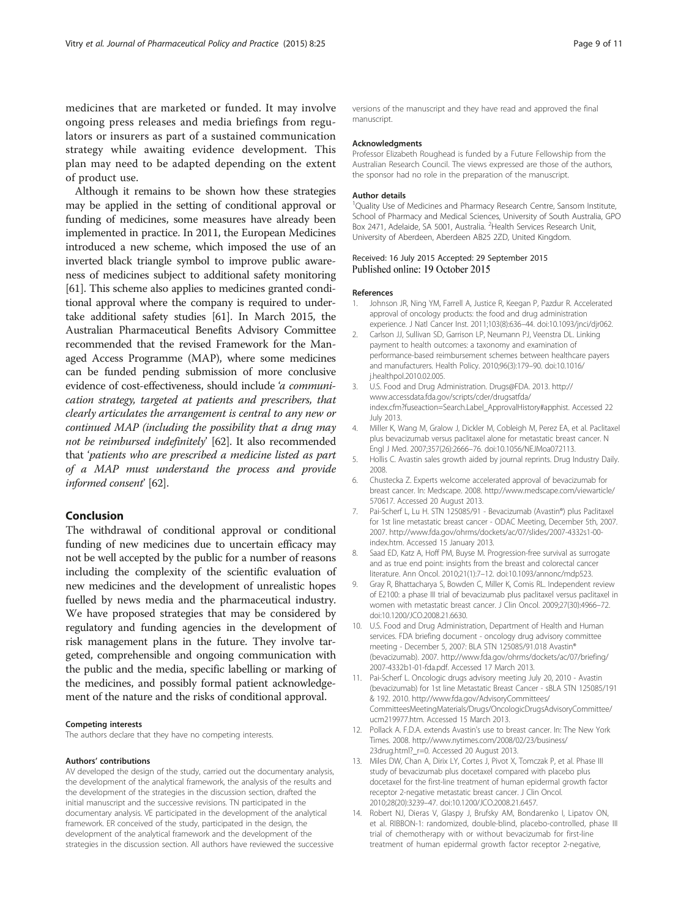medicines that are marketed or funded. It may involve ongoing press releases and media briefings from regulators or insurers as part of a sustained communication strategy while awaiting evidence development. This plan may need to be adapted depending on the extent of product use.

Although it remains to be shown how these strategies may be applied in the setting of conditional approval or funding of medicines, some measures have already been implemented in practice. In 2011, the European Medicines introduced a new scheme, which imposed the use of an inverted black triangle symbol to improve public awareness of medicines subject to additional safety monitoring [61]. This scheme also applies to medicines granted conditional approval where the company is required to undertake additional safety studies [61]. In March 2015, the Australian Pharmaceutical Benefits Advisory Committee recommended that the revised Framework for the Managed Access Programme (MAP), where some medicines can be funded pending submission of more conclusive evidence of cost-effectiveness, should include '*a communication strategy, targeted at patients and prescribers, that clearly articulates the arrangement is central to any new or continued MAP (including the possibility that a drug may not be reimbursed indefinitely*' [62]. It also recommended that '*patients who are prescribed a medicine listed as part of a MAP must understand the process and provide informed consent*' [62].

## Conclusion

The withdrawal of conditional approval or conditional funding of new medicines due to uncertain efficacy may not be well accepted by the public for a number of reasons including the complexity of the scientific evaluation of new medicines and the development of unrealistic hopes fuelled by news media and the pharmaceutical industry. We have proposed strategies that may be considered by regulatory and funding agencies in the development of risk management plans in the future. They involve targeted, comprehensible and ongoing communication with the public and the media, specific labelling or marking of the medicines, and possibly formal patient acknowledgement of the nature and the risks of conditional approval.

#### Competing interests

The authors declare that they have no competing interests.

#### Authors' contributions

AV developed the design of the study, carried out the documentary analysis, the development of the analytical framework, the analysis of the results and the development of the strategies in the discussion section, drafted the initial manuscript and the successive revisions. TN participated in the documentary analysis. VE participated in the development of the analytical framework. ER conceived of the study, participated in the design, the development of the analytical framework and the development of the strategies in the discussion section. All authors have reviewed the successive versions of the manuscript and they have read and approved the final manuscript.

#### Acknowledgments

Professor Elizabeth Roughead is funded by a Future Fellowship from the Australian Research Council. The views expressed are those of the authors, the sponsor had no role in the preparation of the manuscript.

#### Author details

[1]Quality Use of Medicines and Pharmacy Research Centre, Sansom Institute, School of Pharmacy and Medical Sciences, University of South Australia, GPO Box 2471, Adelaide, SA 5001, Australia. [2]Health Services Research Unit, University of Aberdeen, Aberdeen AB25 2ZD, United Kingdom.

Received: 16 July 2015 Accepted: 29 September 2015
Published online: 19 October 2015

#### References

1. Johnson JR, Ning YM, Farrell A, Justice R, Keegan P, Pazdur R. Accelerated approval of oncology products: the food and drug administration experience. J Natl Cancer Inst. 2011;103(8):636–44. doi:10.1093/jnci/djr062.
2. Carlson JJ, Sullivan SD, Garrison LP, Neumann PJ, Veenstra DL. Linking payment to health outcomes: a taxonomy and examination of performance-based reimbursement schemes between healthcare payers and manufacturers. Health Policy. 2010;96(3):179–90. doi:10.1016/j.healthpol.2010.02.005.
3. U.S. Food and Drug Administration. Drugs@FDA. 2013. http://www.accessdata.fda.gov/scripts/cder/drugsatfda/index.cfm?fuseaction=Search.Label_ApprovalHistory#apphist. Accessed 22 July 2013.
4. Miller K, Wang M, Gralow J, Dickler M, Cobleigh M, Perez EA, et al. Paclitaxel plus bevacizumab versus paclitaxel alone for metastatic breast cancer. N Engl J Med. 2007;357(26):2666–76. doi:10.1056/NEJMoa072113.
5. Hollis C. Avastin sales growth aided by journal reprints. Drug Industry Daily. 2008.
6. Chustecka Z. Experts welcome accelerated approval of bevacizumab for breast cancer. In: Medscape. 2008. http://www.medscape.com/viewarticle/570617. Accessed 20 August 2013.
7. Pai-Scherf L, Lu H. STN 125085/91 - Bevacizumab (Avastin®) plus Paclitaxel for 1st line metastatic breast cancer - ODAC Meeting, December 5th, 2007. 2007. http://www.fda.gov/ohrms/dockets/ac/07/slides/2007-4332s1-00-index.htm. Accessed 15 January 2013.
8. Saad ED, Katz A, Hoff PM, Buyse M. Progression-free survival as surrogate and as true end point: insights from the breast and colorectal cancer literature. Ann Oncol. 2010;21(1):7–12. doi:10.1093/annonc/mdp523.
9. Gray R, Bhattacharya S, Bowden C, Miller K, Comis RL. Independent review of E2100: a phase III trial of bevacizumab plus paclitaxel versus paclitaxel in women with metastatic breast cancer. J Clin Oncol. 2009;27(30):4966–72. doi:10.1200/JCO.2008.21.6630.
10. U.S. Food and Drug Administration, Department of Health and Human services. FDA briefing document - oncology drug advisory committee meeting - December 5, 2007: BLA STN 125085/91.018 Avastin® (bevacizumab). 2007. http://www.fda.gov/ohrms/dockets/ac/07/briefing/2007-4332b1-01-fda.pdf. Accessed 17 March 2013.
11. Pai-Scherf L. Oncologic drugs advisory meeting July 20, 2010 - Avastin (bevacizumab) for 1st line Metastatic Breast Cancer - sBLA STN 125085/191 & 192. 2010. http://www.fda.gov/AdvisoryCommittees/CommitteesMeetingMaterials/Drugs/OncologicDrugsAdvisoryCommittee/ucm219977.htm. Accessed 15 March 2013.
12. Pollack A. F.D.A. extends Avastin's use to breast cancer. In: The New York Times. 2008. http://www.nytimes.com/2008/02/23/business/23drug.html?_r=0. Accessed 20 August 2013.
13. Miles DW, Chan A, Dirix LY, Cortes J, Pivot X, Tomczak P, et al. Phase III study of bevacizumab plus docetaxel compared with placebo plus docetaxel for the first-line treatment of human epidermal growth factor receptor 2-negative metastatic breast cancer. J Clin Oncol. 2010;28(20):3239–47. doi:10.1200/JCO.2008.21.6457.
14. Robert NJ, Dieras V, Glaspy J, Brufsky AM, Bondarenko I, Lipatov ON, et al. RIBBON-1: randomized, double-blind, placebo-controlled, phase III trial of chemotherapy with or without bevacizumab for first-line treatment of human epidermal growth factor receptor 2-negative,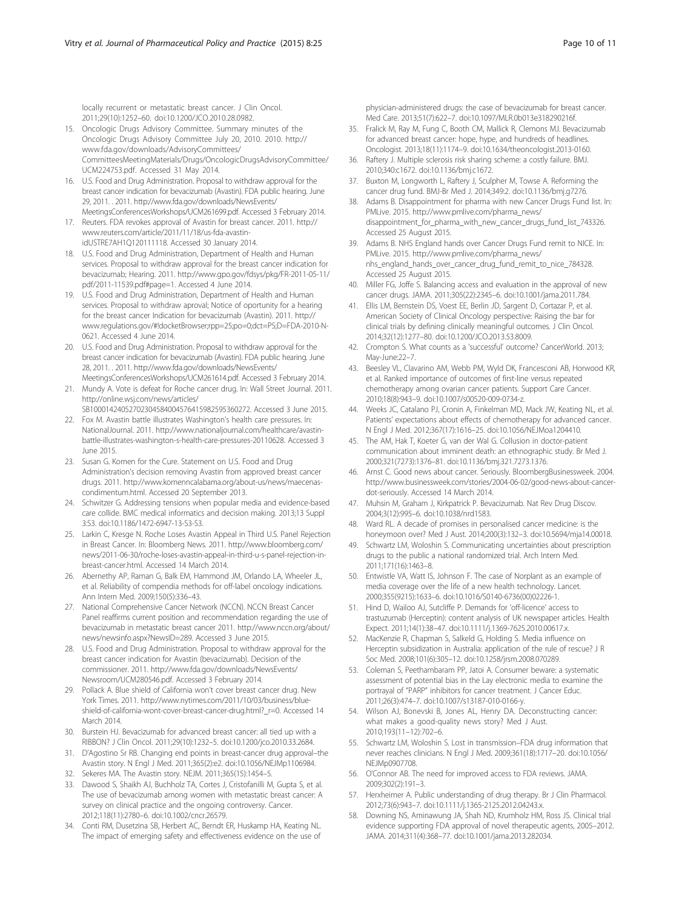locally recurrent or metastatic breast cancer. J Clin Oncol. 2011;29(10):1252–60. doi:10.1200/JCO.2010.28.0982.

15. Oncologic Drugs Advisory Committee. Summary minutes of the Oncologic Drugs Advisory Committee July 20, 2010. 2010. http://www.fda.gov/downloads/AdvisoryCommittees/CommitteesMeetingMaterials/Drugs/OncologicDrugsAdvisoryCommittee/UCM224753.pdf. Accessed 31 May 2014.
16. U.S. Food and Drug Administration. Proposal to withdraw approval for the breast cancer indication for bevacizumab (Avastin). FDA public hearing. June 29, 2011. . 2011. http://www.fda.gov/downloads/NewsEvents/MeetingsConferencesWorkshops/UCM261699.pdf. Accessed 3 February 2014.
17. Reuters. FDA revokes approval of Avastin for breast cancer. 2011. http://www.reuters.com/article/2011/11/18/us-fda-avastin-idUSTRE7AH1Q120111118. Accessed 30 January 2014.
18. U.S. Food and Drug Administration, Department of Health and Human services. Proposal to withdraw approval for the breast cancer indication for bevacizumab; Hearing. 2011. http://www.gpo.gov/fdsys/pkg/FR-2011-05-11/pdf/2011-11539.pdf#page=1. Accessed 4 June 2014.
19. U.S. Food and Drug Administration, Department of Health and Human services. Proposal to withdraw aproval; Notice of oportunity for a hearing for the breast cancer Indication for bevacizumab (Avastin). 2011. http://www.regulations.gov/#!docketBrowser;rpp=25;po=0;dct=PS;D=FDA-2010-N-0621. Accessed 4 June 2014.
20. U.S. Food and Drug Administration. Proposal to withdraw approval for the breast cancer indication for bevacizumab (Avastin). FDA public hearing. June 28, 2011. . 2011. http://www.fda.gov/downloads/NewsEvents/MeetingsConferencesWorkshops/UCM261614.pdf. Accessed 3 February 2014.
21. Mundy A. Vote is defeat for Roche cancer drug. In: Wall Street Journal. 2011. http://online.wsj.com/news/articles/SB10001424052702304584004576415982595360272. Accessed 3 June 2015.
22. Fox M. Avastin battle illustrates Washington's health care pressures. In: NationalJournal. 2011. http://www.nationaljournal.com/healthcare/avastin-battle-illustrates-washington-s-health-care-pressures-20110628. Accessed 3 June 2015.
23. Susan G. Komen for the Cure. Statement on U.S. Food and Drug Administration's decision removing Avastin from approved breast cancer drugs. 2011. http://www.komenncalabama.org/about-us/news/maecenas-condimentum.html. Accessed 20 September 2013.
24. Schwitzer G. Addressing tensions when popular media and evidence-based care collide. BMC medical informatics and decision making. 2013;13 Suppl 3:S3. doi:10.1186/1472-6947-13-S3-S3.
25. Larkin C, Kresge N. Roche Loses Avastin Appeal in Third U.S. Panel Rejection in Breast Cancer. In: Bloomberg News. 2011. http://www.bloomberg.com/news/2011-06-30/roche-loses-avastin-appeal-in-third-u-s-panel-rejection-in-breast-cancer.html. Accessed 14 March 2014.
26. Abernethy AP, Raman G, Balk EM, Hammond JM, Orlando LA, Wheeler JL, et al. Reliability of compendia methods for off-label oncology indications. Ann Intern Med. 2009;150(5):336–43.
27. National Comprehensive Cancer Network (NCCN). NCCN Breast Cancer Panel reaffirms current position and recommendation regarding the use of bevacizumab in metastatic breast cancer 2011. http://www.nccn.org/about/news/newsinfo.aspx?NewsID=289. Accessed 3 June 2015.
28. U.S. Food and Drug Administration. Proposal to withdraw approval for the breast cancer indication for Avastin (bevacizumab). Decision of the commissioner. 2011. http://www.fda.gov/downloads/NewsEvents/Newsroom/UCM280546.pdf. Accessed 3 February 2014.
29. Pollack A. Blue shield of California won't cover breast cancer drug. New York Times. 2011. http://www.nytimes.com/2011/10/03/business/blue-shield-of-california-wont-cover-breast-cancer-drug.html?_r=0. Accessed 14 March 2014.
30. Burstein HJ. Bevacizumab for advanced breast cancer: all tied up with a RIBBON? J Clin Oncol. 2011;29(10):1232–5. doi:10.1200/jco.2010.33.2684.
31. D'Agostino Sr RB. Changing end points in breast-cancer drug approval–the Avastin story. N Engl J Med. 2011;365(2):e2. doi:10.1056/NEJMp1106984.
32. Sekeres MA. The Avastin story. NEJM. 2011;365(15):1454–5.
33. Dawood S, Shaikh AJ, Buchholz TA, Cortes J, Cristofanilli M, Gupta S, et al. The use of bevacizumab among women with metastatic breast cancer: A survey on clinical practice and the ongoing controversy. Cancer. 2012;118(11):2780–6. doi:10.1002/cncr.26579.
34. Conti RM, Dusetzina SB, Herbert AC, Berndt ER, Huskamp HA, Keating NL. The impact of emerging safety and effectiveness evidence on the use of physician-administered drugs: the case of bevacizumab for breast cancer. Med Care. 2013;51(7):622–7. doi:10.1097/MLR.0b013e318290216f.
35. Fralick M, Ray M, Fung C, Booth CM, Mallick R, Clemons MJ. Bevacizumab for advanced breast cancer: hope, hype, and hundreds of headlines. Oncologist. 2013;18(11):1174–9. doi:10.1634/theoncologist.2013-0160.
36. Raftery J. Multiple sclerosis risk sharing scheme: a costly failure. BMJ. 2010;340:c1672. doi:10.1136/bmj.c1672.
37. Buxton M, Longworth L, Raftery J, Sculpher M, Towse A. Reforming the cancer drug fund. BMJ-Br Med J. 2014;349:2. doi:10.1136/bmj.g7276.
38. Adams B. Disappointment for pharma with new Cancer Drugs Fund list. In: PMLive. 2015. http://www.pmlive.com/pharma_news/disappointment_for_pharma_with_new_cancer_drugs_fund_list_743326. Accessed 25 August 2015.
39. Adams B. NHS England hands over Cancer Drugs Fund remit to NICE. In: PMLive. 2015. http://www.pmlive.com/pharma_news/nhs_england_hands_over_cancer_drug_fund_remit_to_nice_784328. Accessed 25 August 2015.
40. Miller FG, Joffe S. Balancing access and evaluation in the approval of new cancer drugs. JAMA. 2011;305(22):2345–6. doi:10.1001/jama.2011.784.
41. Ellis LM, Bernstein DS, Voest EE, Berlin JD, Sargent D, Cortazar P, et al. American Society of Clinical Oncology perspective: Raising the bar for clinical trials by defining clinically meaningful outcomes. J Clin Oncol. 2014;32(12):1277–80. doi:10.1200/JCO.2013.53.8009.
42. Crompton S. What counts as a 'successful' outcome? CancerWorld. 2013; May-June:22–7.
43. Beesley VL, Clavarino AM, Webb PM, Wyld DK, Francesconi AB, Horwood KR, et al. Ranked importance of outcomes of first-line versus repeated chemotherapy among ovarian cancer patients. Support Care Cancer. 2010;18(8):943–9. doi:10.1007/s00520-009-0734-z.
44. Weeks JC, Catalano PJ, Cronin A, Finkelman MD, Mack JW, Keating NL, et al. Patients' expectations about effects of chemotherapy for advanced cancer. N Engl J Med. 2012;367(17):1616–25. doi:10.1056/NEJMoa1204410.
45. The AM, Hak T, Koeter G, van der Wal G. Collusion in doctor-patient communication about imminent death: an ethnographic study. Br Med J. 2000;321(7273):1376–81. doi:10.1136/bmj.321.7273.1376.
46. Arnst C. Good news about cancer. Seriously. BloombergBusinessweek. 2004. http://www.businessweek.com/stories/2004-06-02/good-news-about-cancer-dot-seriously. Accessed 14 March 2014.
47. Muhsin M, Graham J, Kirkpatrick P. Bevacizumab. Nat Rev Drug Discov. 2004;3(12):995–6. doi:10.1038/nrd1583.
48. Ward RL. A decade of promises in personalised cancer medicine: is the honeymoon over? Med J Aust. 2014;200(3):132–3. doi:10.5694/mja14.00018.
49. Schwartz LM, Woloshin S. Communicating uncertainties about prescription drugs to the public a national randomized trial. Arch Intern Med. 2011;171(16):1463–8.
50. Entwistle VA, Watt IS, Johnson F. The case of Norplant as an example of media coverage over the life of a new health technology. Lancet. 2000;355(9215):1633–6. doi:10.1016/S0140-6736(00)02226-1.
51. Hind D, Wailoo AJ, Sutcliffe P. Demands for 'off-licence' access to trastuzumab (Herceptin): content analysis of UK newspaper articles. Health Expect. 2011;14(1):38–47. doi:10.1111/j.1369-7625.2010.00617.x.
52. MacKenzie R, Chapman S, Salkeld G, Holding S. Media influence on Herceptin subsidization in Australia: application of the rule of rescue? J R Soc Med. 2008;101(6):305–12. doi:10.1258/jrsm.2008.070289.
53. Coleman S, Peethambaram PP, Jatoi A. Consumer beware: a systematic assessment of potential bias in the Lay electronic media to examine the portrayal of "PARP" inhibitors for cancer treatment. J Cancer Educ. 2011;26(3):474–7. doi:10.1007/s13187-010-0166-y.
54. Wilson AJ, Bonevski B, Jones AL, Henry DA. Deconstructing cancer: what makes a good-quality news story? Med J Aust. 2010;193(11–12):702–6.
55. Schwartz LM, Woloshin S. Lost in transmission–FDA drug information that never reaches clinicians. N Engl J Med. 2009;361(18):1717–20. doi:10.1056/NEJMp0907708.
56. O'Connor AB. The need for improved access to FDA reviews. JAMA. 2009;302(2):191–3.
57. Herxheimer A. Public understanding of drug therapy. Br J Clin Pharmacol. 2012;73(6):943–7. doi:10.1111/j.1365-2125.2012.04243.x.
58. Downing NS, Aminawung JA, Shah ND, Krumholz HM, Ross JS. Clinical trial evidence supporting FDA approval of novel therapeutic agents, 2005–2012. JAMA. 2014;311(4):368–77. doi:10.1001/jama.2013.282034.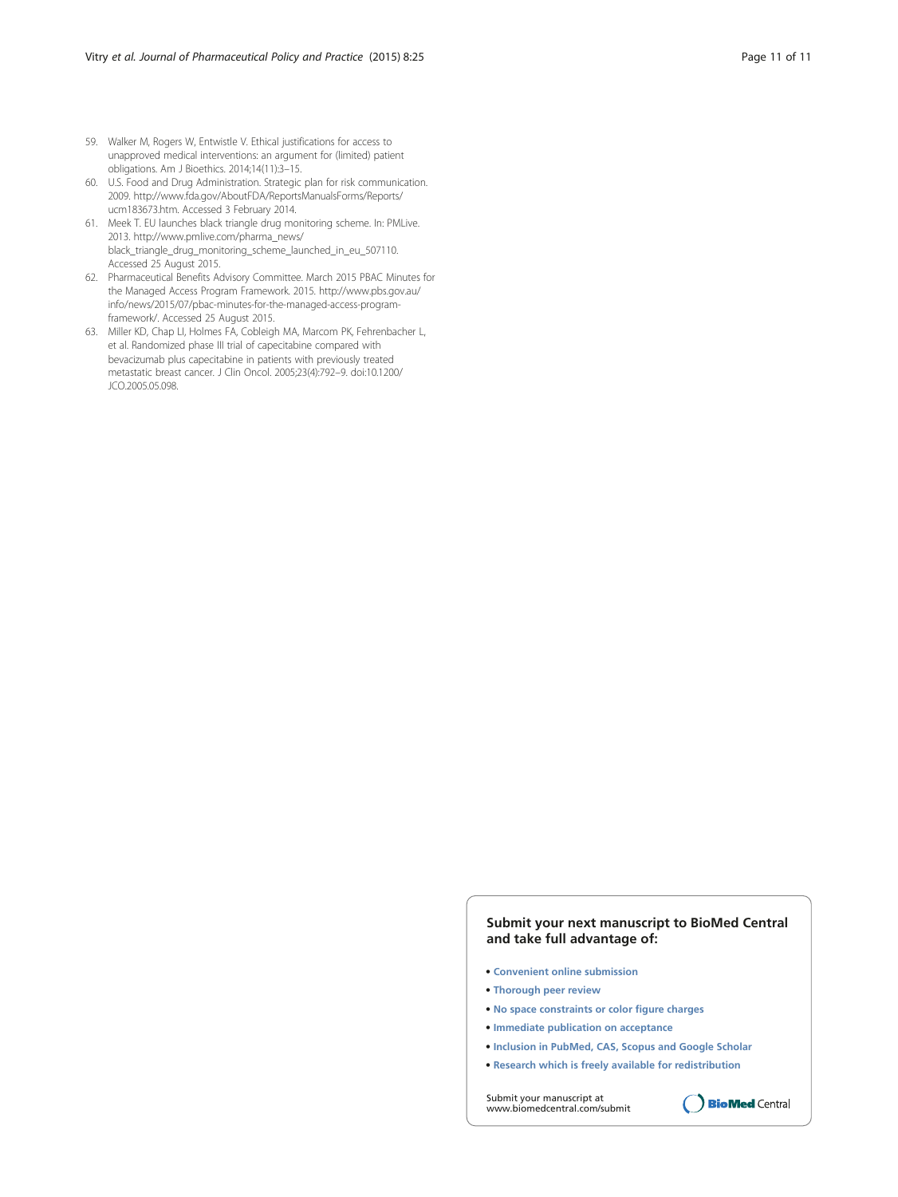59. Walker M, Rogers W, Entwistle V. Ethical justifications for access to unapproved medical interventions: an argument for (limited) patient obligations. Am J Bioethics. 2014;14(11):3–15.
60. U.S. Food and Drug Administration. Strategic plan for risk communication. 2009. http://www.fda.gov/AboutFDA/ReportsManualsForms/Reports/ucm183673.htm. Accessed 3 February 2014.
61. Meek T. EU launches black triangle drug monitoring scheme. In: PMLive. 2013. http://www.pmlive.com/pharma_news/black_triangle_drug_monitoring_scheme_launched_in_eu_507110. Accessed 25 August 2015.
62. Pharmaceutical Benefits Advisory Committee. March 2015 PBAC Minutes for the Managed Access Program Framework. 2015. http://www.pbs.gov.au/info/news/2015/07/pbac-minutes-for-the-managed-access-program-framework/. Accessed 25 August 2015.
63. Miller KD, Chap LI, Holmes FA, Cobleigh MA, Marcom PK, Fehrenbacher L, et al. Randomized phase III trial of capecitabine compared with bevacizumab plus capecitabine in patients with previously treated metastatic breast cancer. J Clin Oncol. 2005;23(4):792–9. doi:10.1200/JCO.2005.05.098.

**Submit your next manuscript to BioMed Central and take full advantage of:**

- **Convenient online submission**
- **Thorough peer review**
- **No space constraints or color figure charges**
- **Immediate publication on acceptance**
- **Inclusion in PubMed, CAS, Scopus and Google Scholar**
- **Research which is freely available for redistribution**

Submit your manuscript at
www.biomedcentral.com/submit

BioMed Central